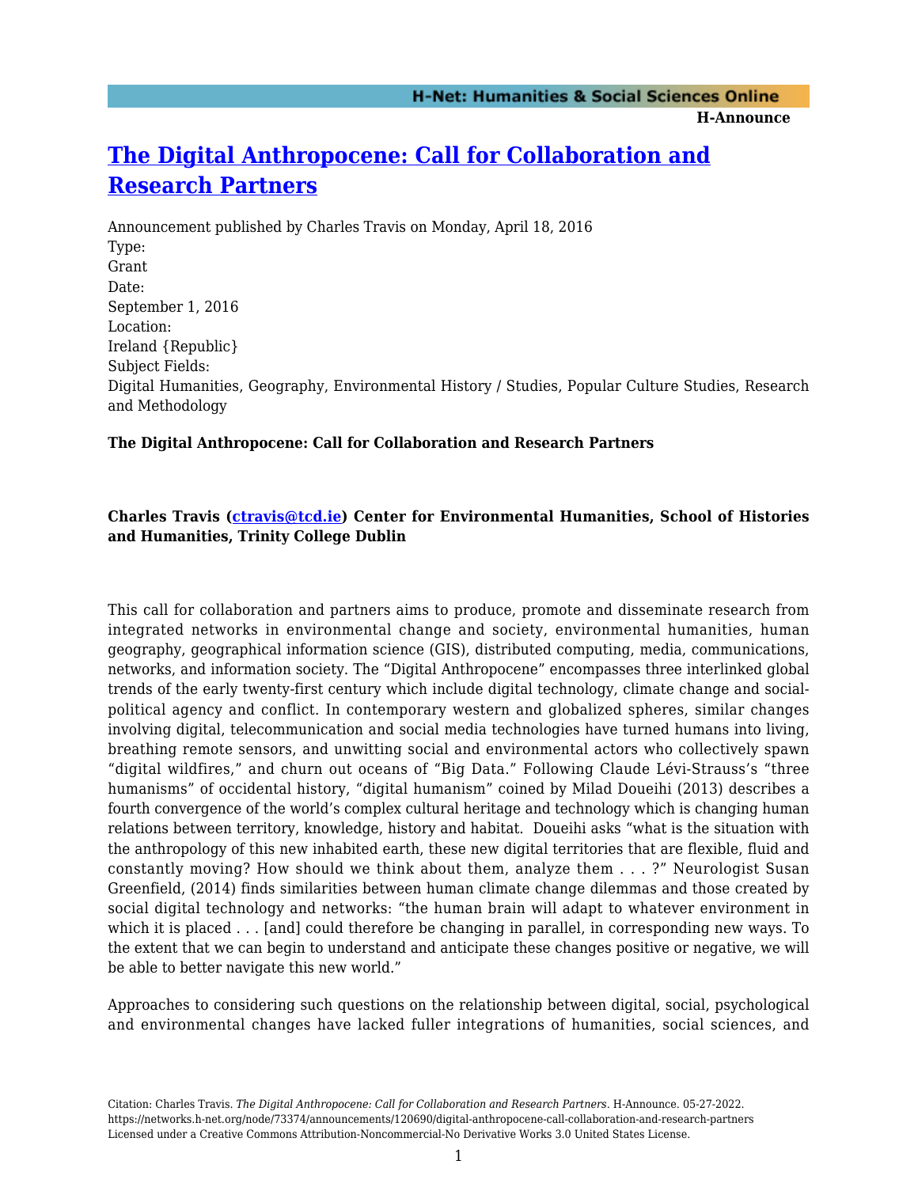# [The Digital Anthropocene: Call for Collaboration and Research Partners](#)

Announcement published by Charles Travis on Monday, April 18, 2016

Type:
Grant

Date:
September 1, 2016

Location:
Ireland {Republic}

Subject Fields:
Digital Humanities, Geography, Environmental History / Studies, Popular Culture Studies, Research and Methodology

**The Digital Anthropocene: Call for Collaboration and Research Partners**

**Charles Travis ([ctravis@tcd.ie](mailto:ctravis@tcd.ie)) Center for Environmental Humanities, School of Histories and Humanities, Trinity College Dublin**

This call for collaboration and partners aims to produce, promote and disseminate research from integrated networks in environmental change and society, environmental humanities, human geography, geographical information science (GIS), distributed computing, media, communications, networks, and information society. The "Digital Anthropocene" encompasses three interlinked global trends of the early twenty-first century which include digital technology, climate change and social-political agency and conflict. In contemporary western and globalized spheres, similar changes involving digital, telecommunication and social media technologies have turned humans into living, breathing remote sensors, and unwitting social and environmental actors who collectively spawn "digital wildfires," and churn out oceans of "Big Data." Following Claude Lévi-Strauss's "three humanisms" of occidental history, "digital humanism" coined by Milad Doueihi (2013) describes a fourth convergence of the world's complex cultural heritage and technology which is changing human relations between territory, knowledge, history and habitat. Doueihi asks "what is the situation with the anthropology of this new inhabited earth, these new digital territories that are flexible, fluid and constantly moving? How should we think about them, analyze them . . . ?" Neurologist Susan Greenfield, (2014) finds similarities between human climate change dilemmas and those created by social digital technology and networks: "the human brain will adapt to whatever environment in which it is placed . . . [and] could therefore be changing in parallel, in corresponding new ways. To the extent that we can begin to understand and anticipate these changes positive or negative, we will be able to better navigate this new world."

Approaches to considering such questions on the relationship between digital, social, psychological and environmental changes have lacked fuller integrations of humanities, social sciences, and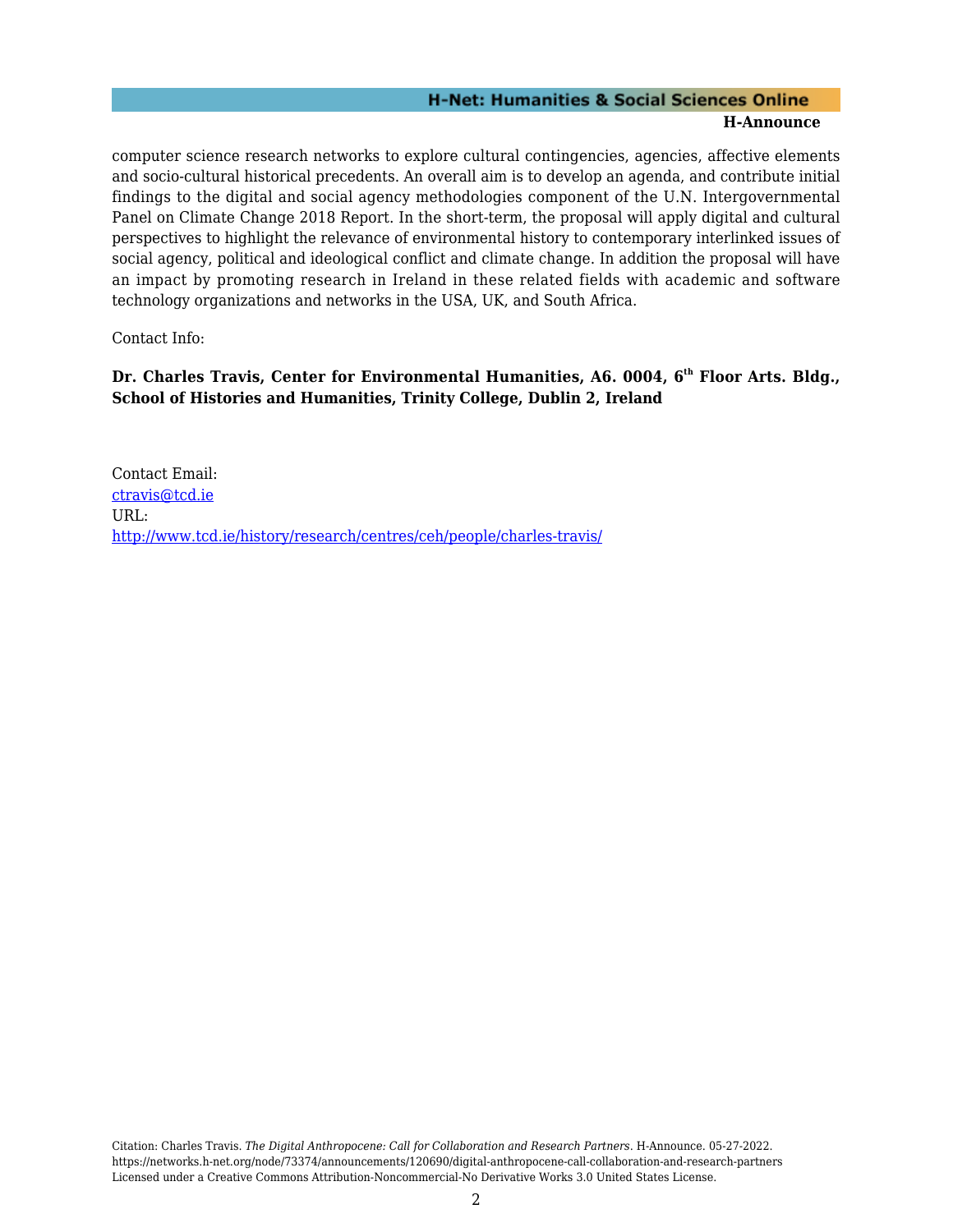computer science research networks to explore cultural contingencies, agencies, affective elements and socio-cultural historical precedents. An overall aim is to develop an agenda, and contribute initial findings to the digital and social agency methodologies component of the U.N. Intergovernmental Panel on Climate Change 2018 Report. In the short-term, the proposal will apply digital and cultural perspectives to highlight the relevance of environmental history to contemporary interlinked issues of social agency, political and ideological conflict and climate change. In addition the proposal will have an impact by promoting research in Ireland in these related fields with academic and software technology organizations and networks in the USA, UK, and South Africa.

Contact Info:

**Dr. Charles Travis, Center for Environmental Humanities, A6. 0004, 6th Floor Arts. Bldg., School of Histories and Humanities, Trinity College, Dublin 2, Ireland**

Contact Email:
[ctravis@tcd.ie](mailto:ctravis@tcd.ie)
URL:
[http://www.tcd.ie/history/research/centres/ceh/people/charles-travis/](http://www.tcd.ie/history/research/centres/ceh/people/charles-travis/)

Citation: Charles Travis. *The Digital Anthropocene: Call for Collaboration and Research Partners*. H-Announce. 05-27-2022. https://networks.h-net.org/node/73374/announcements/120690/digital-anthropocene-call-collaboration-and-research-partners
Licensed under a Creative Commons Attribution-Noncommercial-No Derivative Works 3.0 United States License.